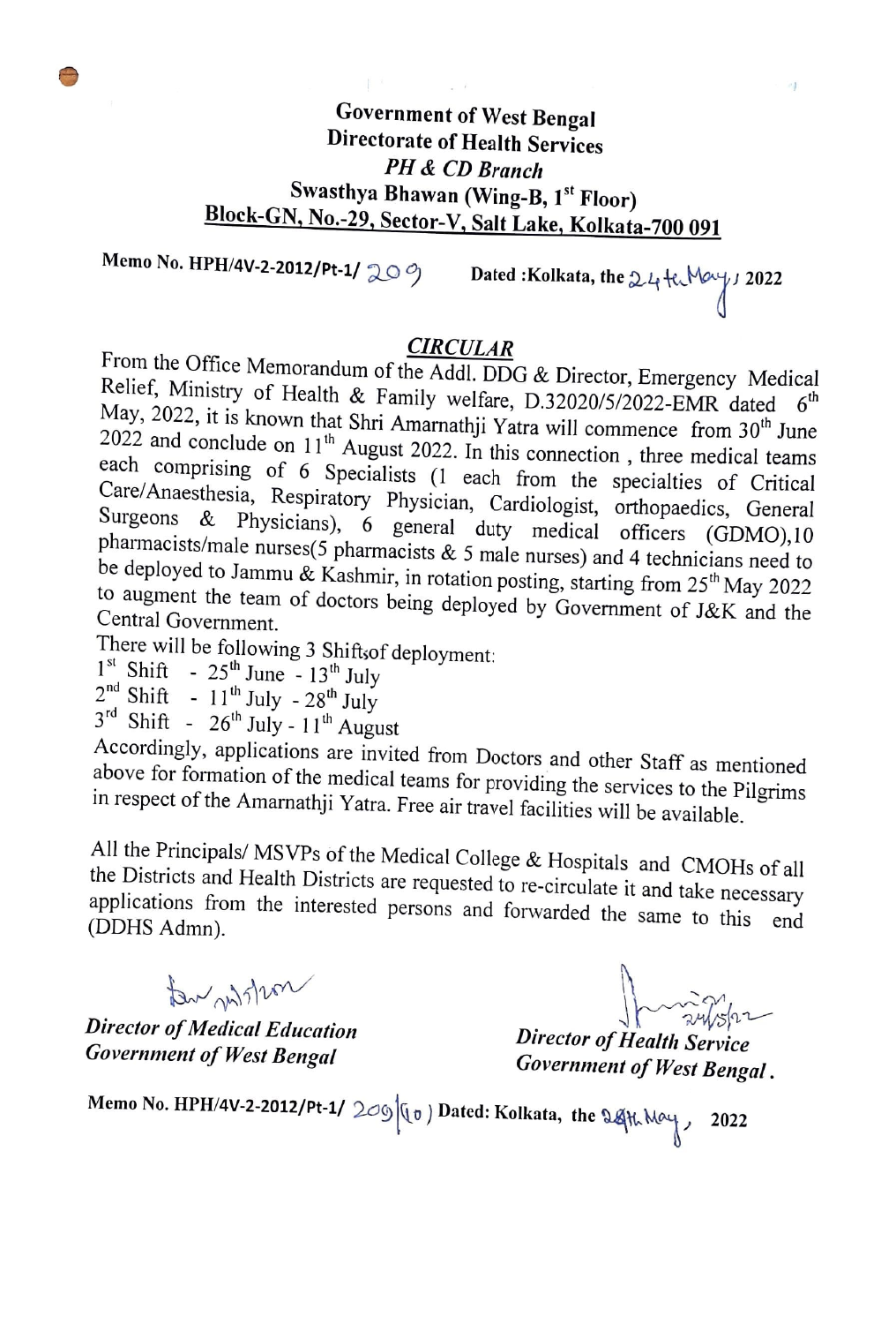Government of West Bengal
Directorate of Health Services
*PH & CD Branch*
Swasthya Bhawan (Wing-B, 1st Floor)
Block-GN, No.-29, Sector-V, Salt Lake, Kolkata-700 091

Memo No. HPH/4V-2-2012/Pt-1/ 209 Dated :Kolkata, the 24th May, 2022

## CIRCULAR

From the Office Memorandum of the Addl. DDG & Director, Emergency Medical Relief, Ministry of Health & Family welfare, D.32020/5/2022-EMR dated 6th May, 2022, it is known that Shri Amarnathji Yatra will commence from 30th June 2022 and conclude on 11th August 2022. In this connection , three medical teams each comprising of 6 Specialists (1 each from the specialties of Critical Care/Anaesthesia, Respiratory Physician, Cardiologist, orthopaedics, General Surgeons & Physicians), 6 general duty medical officers (GDMO),10 pharmacists/male nurses(5 pharmacists & 5 male nurses) and 4 technicians need to be deployed to Jammu & Kashmir, in rotation posting, starting from 25th May 2022 to augment the team of doctors being deployed by Government of J&K and the Central Government.

There will be following 3 Shifts of deployment:

1st Shift - 25th June - 13th July
2nd Shift - 11th July - 28th July
3rd Shift - 26th July - 11th August

Accordingly, applications are invited from Doctors and other Staff as mentioned above for formation of the medical teams for providing the services to the Pilgrims in respect of the Amarnathji Yatra. Free air travel facilities will be available.

All the Principals/ MSVPs of the Medical College & Hospitals and CMOHs of all the Districts and Health Districts are requested to re-circulate it and take necessary applications from the interested persons and forwarded the same to this end (DDHS Admn).

*Director of Medical Education*
*Government of West Bengal*

24/5/22
*Director of Health Service*
*Government of West Bengal.*

Memo No. HPH/4V-2-2012/Pt-1/ 209(10) Dated: Kolkata, the 24th May, 2022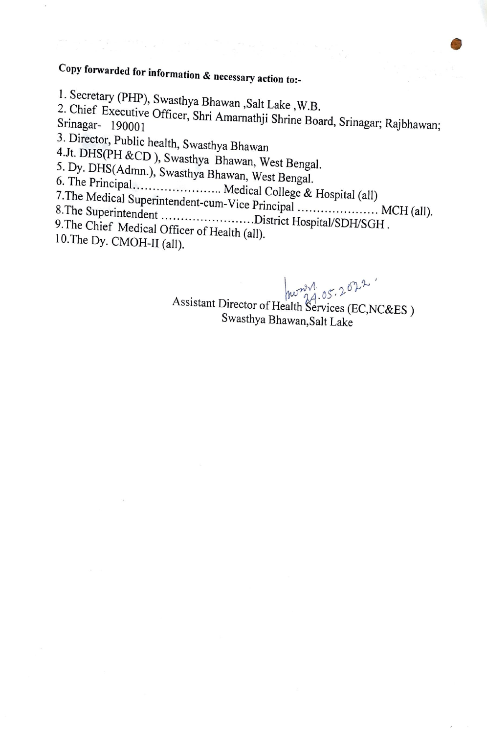**Copy forwarded for information & necessary action to:-**

1. Secretary (PHP), Swasthya Bhawan ,Salt Lake ,W.B.
2. Chief Executive Officer, Shri Amarnathji Shrine Board, Srinagar; Rajbhawan; Srinagar- 190001
3. Director, Public health, Swasthya Bhawan
4. Jt. DHS(PH &CD ), Swasthya Bhawan, West Bengal.
5. Dy. DHS(Admn.), Swasthya Bhawan, West Bengal.
6. The Principal…………………. Medical College & Hospital (all)
7. The Medical Superintendent-cum-Vice Principal ………………… MCH (all).
8. The Superintendent ……………………District Hospital/SDH/SGH .
9. The Chief Medical Officer of Health (all).
10. The Dy. CMOH-II (all).

24.05.2022

Assistant Director of Health Services (EC,NC&ES )
Swasthya Bhawan,Salt Lake